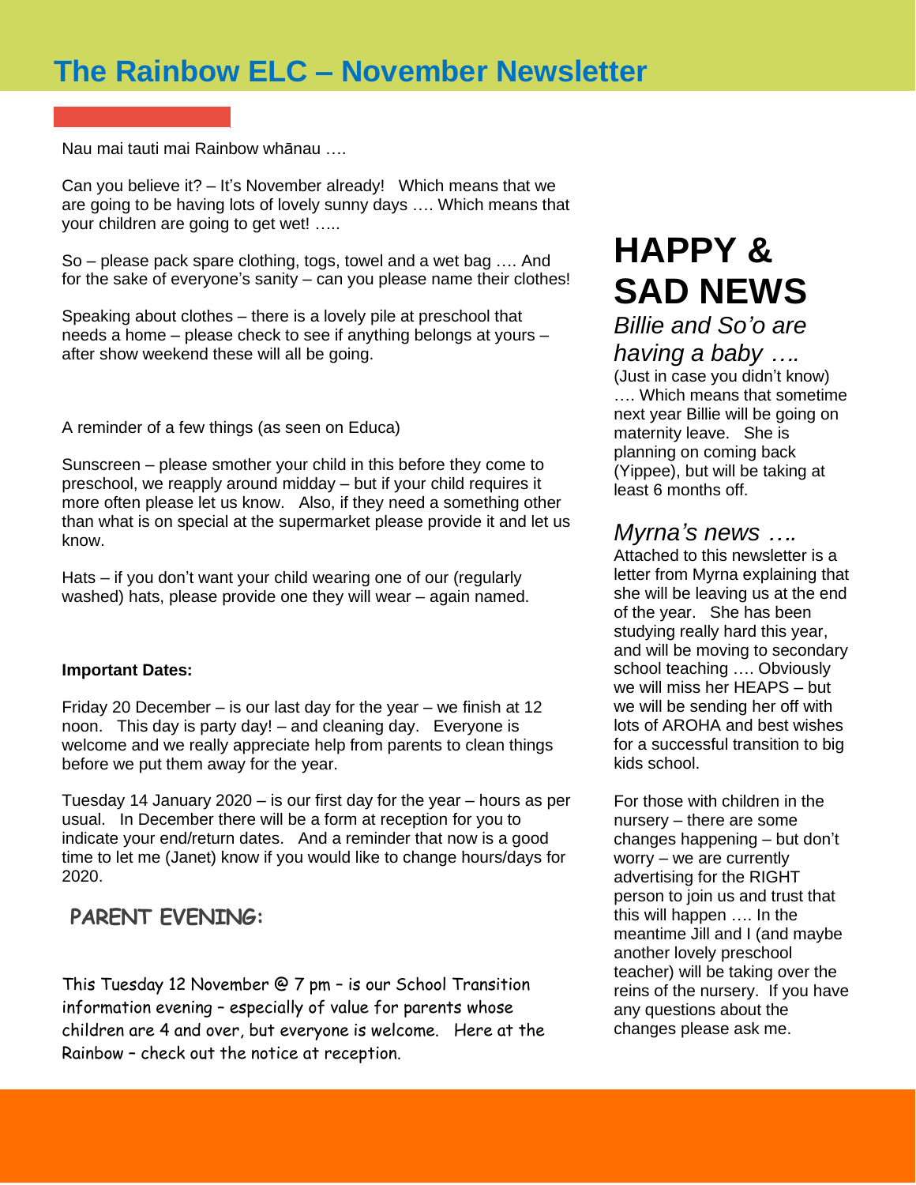# The Rainbow ELC – November Newsletter

Nau mai tauti mai Rainbow whānau ….

Can you believe it? – It's November already! Which means that we are going to be having lots of lovely sunny days …. Which means that your children are going to get wet! …..

So – please pack spare clothing, togs, towel and a wet bag …. And for the sake of everyone's sanity – can you please name their clothes!

Speaking about clothes – there is a lovely pile at preschool that needs a home – please check to see if anything belongs at yours – after show weekend these will all be going.

A reminder of a few things (as seen on Educa)

Sunscreen – please smother your child in this before they come to preschool, we reapply around midday – but if your child requires it more often please let us know. Also, if they need a something other than what is on special at the supermarket please provide it and let us know.

Hats – if you don't want your child wearing one of our (regularly washed) hats, please provide one they will wear – again named.

**Important Dates:**

Friday 20 December – is our last day for the year – we finish at 12 noon. This day is party day! – and cleaning day. Everyone is welcome and we really appreciate help from parents to clean things before we put them away for the year.

Tuesday 14 January 2020 – is our first day for the year – hours as per usual. In December there will be a form at reception for you to indicate your end/return dates. And a reminder that now is a good time to let me (Janet) know if you would like to change hours/days for 2020.

## PARENT EVENING:

This Tuesday 12 November @ 7 pm – is our School Transition information evening – especially of value for parents whose children are 4 and over, but everyone is welcome. Here at the Rainbow – check out the notice at reception.

# HAPPY & SAD NEWS

*Billie and So'o are having a baby ….*

(Just in case you didn't know) …. Which means that sometime next year Billie will be going on maternity leave. She is planning on coming back (Yippee), but will be taking at least 6 months off.

*Myrna's news ….*

Attached to this newsletter is a letter from Myrna explaining that she will be leaving us at the end of the year. She has been studying really hard this year, and will be moving to secondary school teaching …. Obviously we will miss her HEAPS – but we will be sending her off with lots of AROHA and best wishes for a successful transition to big kids school.

For those with children in the nursery – there are some changes happening – but don't worry – we are currently advertising for the RIGHT person to join us and trust that this will happen …. In the meantime Jill and I (and maybe another lovely preschool teacher) will be taking over the reins of the nursery. If you have any questions about the changes please ask me.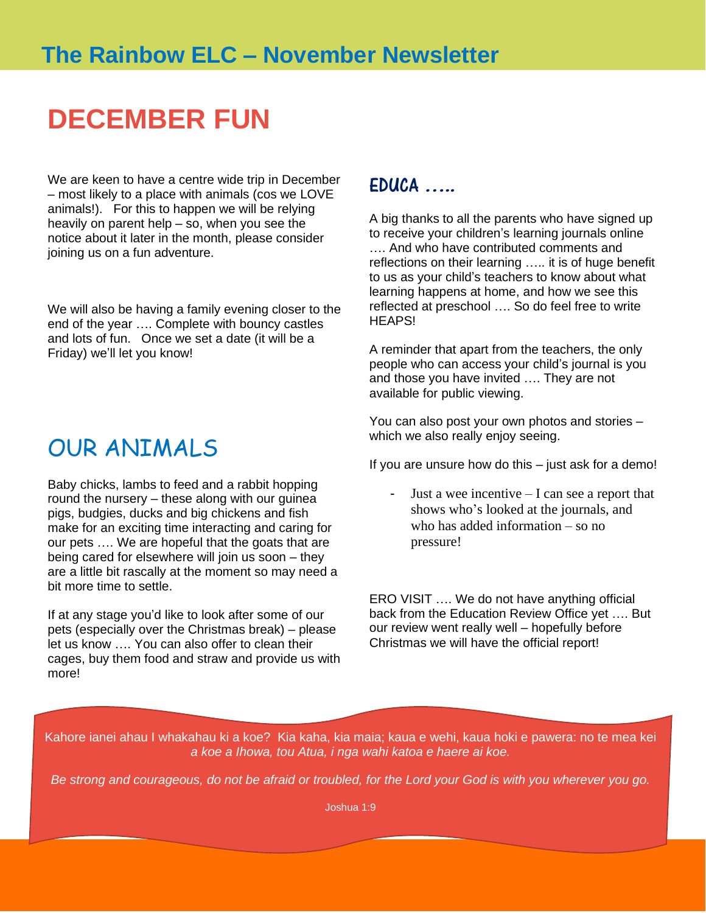# The Rainbow ELC – November Newsletter

## DECEMBER FUN

We are keen to have a centre wide trip in December – most likely to a place with animals (cos we LOVE animals!). For this to happen we will be relying heavily on parent help – so, when you see the notice about it later in the month, please consider joining us on a fun adventure.

We will also be having a family evening closer to the end of the year …. Complete with bouncy castles and lots of fun. Once we set a date (it will be a Friday) we'll let you know!

## OUR ANIMALS

Baby chicks, lambs to feed and a rabbit hopping round the nursery – these along with our guinea pigs, budgies, ducks and big chickens and fish make for an exciting time interacting and caring for our pets …. We are hopeful that the goats that are being cared for elsewhere will join us soon – they are a little bit rascally at the moment so may need a bit more time to settle.

If at any stage you'd like to look after some of our pets (especially over the Christmas break) – please let us know …. You can also offer to clean their cages, buy them food and straw and provide us with more!

## EDUCA …..

A big thanks to all the parents who have signed up to receive your children's learning journals online …. And who have contributed comments and reflections on their learning ….. it is of huge benefit to us as your child's teachers to know about what learning happens at home, and how we see this reflected at preschool …. So do feel free to write HEAPS!

A reminder that apart from the teachers, the only people who can access your child's journal is you and those you have invited …. They are not available for public viewing.

You can also post your own photos and stories – which we also really enjoy seeing.

If you are unsure how do this – just ask for a demo!

- Just a wee incentive – I can see a report that shows who's looked at the journals, and who has added information – so no pressure!

ERO VISIT …. We do not have anything official back from the Education Review Office yet …. But our review went really well – hopefully before Christmas we will have the official report!

Kahore ianei ahau I whakahau ki a koe? Kia kaha, kia maia; kaua e wehi, kaua hoki e pawera: no te mea kei *a koe a Ihowa, tou Atua, i nga wahi katoa e haere ai koe.*

*Be strong and courageous, do not be afraid or troubled, for the Lord your God is with you wherever you go.*

Joshua 1:9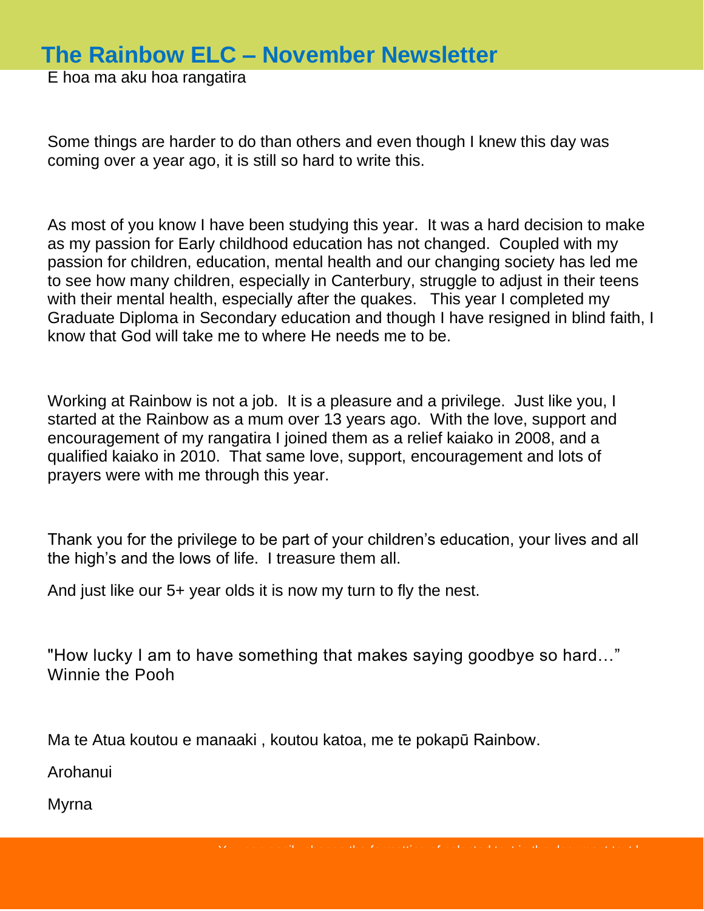# The Rainbow ELC – November Newsletter

E hoa ma aku hoa rangatira

Some things are harder to do than others and even though I knew this day was coming over a year ago, it is still so hard to write this.

As most of you know I have been studying this year. It was a hard decision to make as my passion for Early childhood education has not changed. Coupled with my passion for children, education, mental health and our changing society has led me to see how many children, especially in Canterbury, struggle to adjust in their teens with their mental health, especially after the quakes. This year I completed my Graduate Diploma in Secondary education and though I have resigned in blind faith, I know that God will take me to where He needs me to be.

Working at Rainbow is not a job. It is a pleasure and a privilege. Just like you, I started at the Rainbow as a mum over 13 years ago. With the love, support and encouragement of my rangatira I joined them as a relief kaiako in 2008, and a qualified kaiako in 2010. That same love, support, encouragement and lots of prayers were with me through this year.

Thank you for the privilege to be part of your children's education, your lives and all the high's and the lows of life. I treasure them all.

And just like our 5+ year olds it is now my turn to fly the nest.

"How lucky I am to have something that makes saying goodbye so hard…" Winnie the Pooh

Ma te Atua koutou e manaaki , koutou katoa, me te pokapū Rainbow.

Arohanui

Myrna